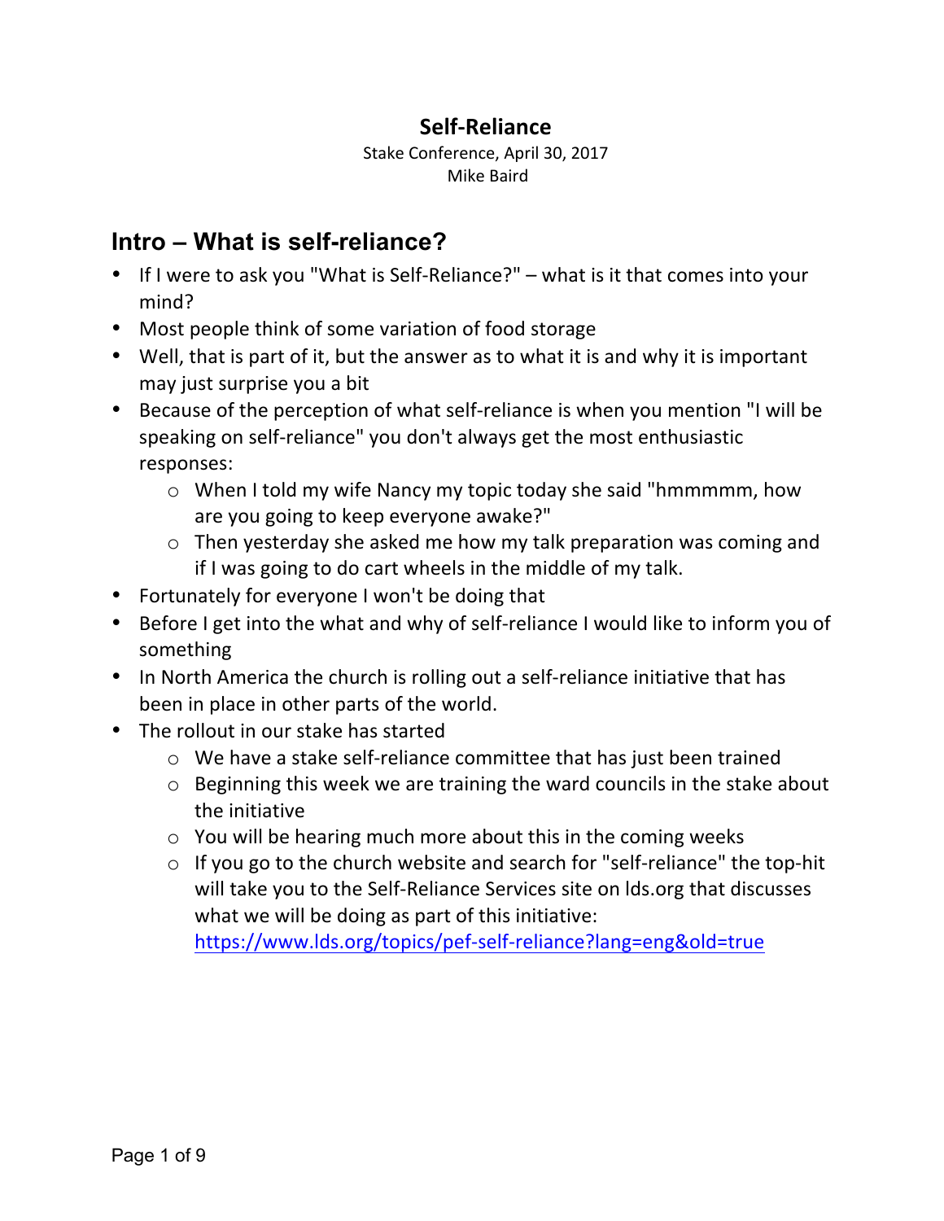# Self-Reliance

Stake Conference, April 30, 2017
Mike Baird

## Intro – What is self-reliance?

- If I were to ask you "What is Self-Reliance?" – what is it that comes into your mind?
- Most people think of some variation of food storage
- Well, that is part of it, but the answer as to what it is and why it is important may just surprise you a bit
- Because of the perception of what self-reliance is when you mention "I will be speaking on self-reliance" you don't always get the most enthusiastic responses:
  - When I told my wife Nancy my topic today she said "hmmmmm, how are you going to keep everyone awake?"
  - Then yesterday she asked me how my talk preparation was coming and if I was going to do cart wheels in the middle of my talk.
- Fortunately for everyone I won't be doing that
- Before I get into the what and why of self-reliance I would like to inform you of something
- In North America the church is rolling out a self-reliance initiative that has been in place in other parts of the world.
- The rollout in our stake has started
  - We have a stake self-reliance committee that has just been trained
  - Beginning this week we are training the ward councils in the stake about the initiative
  - You will be hearing much more about this in the coming weeks
  - If you go to the church website and search for "self-reliance" the top-hit will take you to the Self-Reliance Services site on lds.org that discusses what we will be doing as part of this initiative: https://www.lds.org/topics/pef-self-reliance?lang=eng&old=true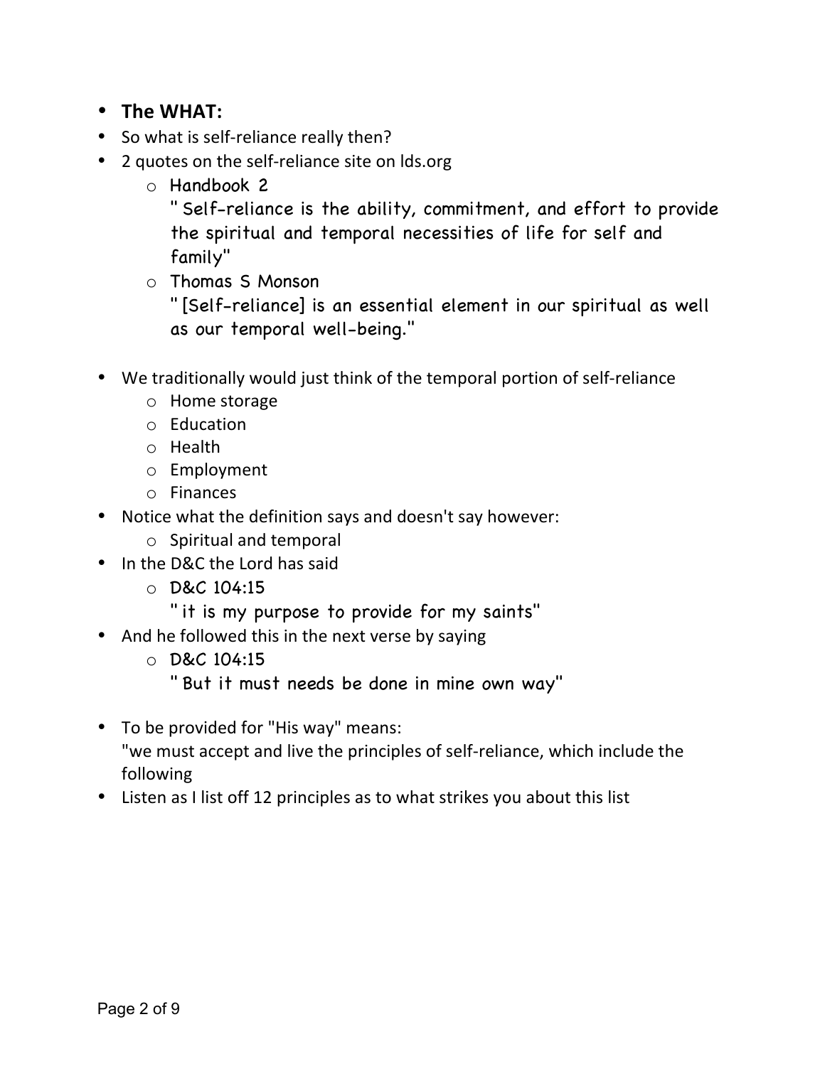- **The WHAT:**
- So what is self-reliance really then?
- 2 quotes on the self-reliance site on lds.org
  - Handbook 2
    "Self-reliance is the ability, commitment, and effort to provide the spiritual and temporal necessities of life for self and family"
  - Thomas S Monson
    "[Self-reliance] is an essential element in our spiritual as well as our temporal well-being."
- We traditionally would just think of the temporal portion of self-reliance
  - Home storage
  - Education
  - Health
  - Employment
  - Finances
- Notice what the definition says and doesn't say however:
  - Spiritual and temporal
- In the D&C the Lord has said
  - D&C 104:15
    "it is my purpose to provide for my saints"
- And he followed this in the next verse by saying
  - D&C 104:15
    "But it must needs be done in mine own way"
- To be provided for "His way" means:
  "we must accept and live the principles of self-reliance, which include the following
- Listen as I list off 12 principles as to what strikes you about this list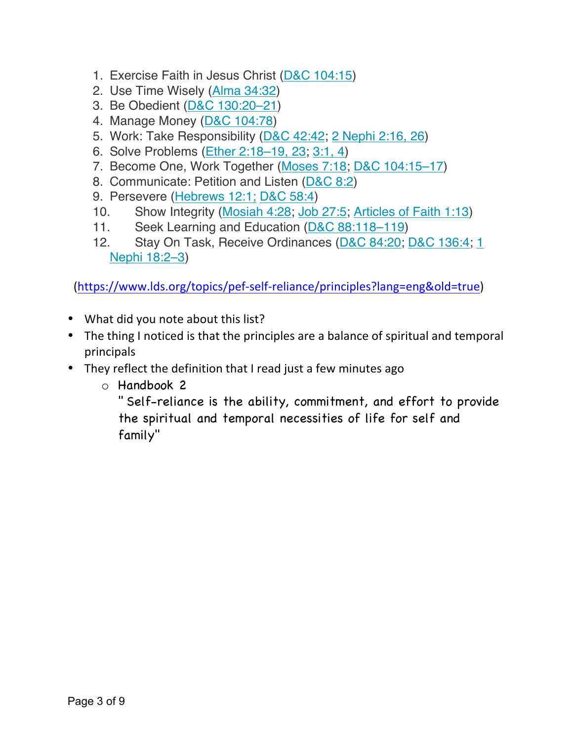1. Exercise Faith in Jesus Christ (D&C 104:15)
2. Use Time Wisely (Alma 34:32)
3. Be Obedient (D&C 130:20–21)
4. Manage Money (D&C 104:78)
5. Work: Take Responsibility (D&C 42:42; 2 Nephi 2:16, 26)
6. Solve Problems (Ether 2:18–19, 23; 3:1, 4)
7. Become One, Work Together (Moses 7:18; D&C 104:15–17)
8. Communicate: Petition and Listen (D&C 8:2)
9. Persevere (Hebrews 12:1; D&C 58:4)
10. Show Integrity (Mosiah 4:28; Job 27:5; Articles of Faith 1:13)
11. Seek Learning and Education (D&C 88:118–119)
12. Stay On Task, Receive Ordinances (D&C 84:20; D&C 136:4; 1 Nephi 18:2–3)

(https://www.lds.org/topics/pef-self-reliance/principles?lang=eng&old=true)

- What did you note about this list?
- The thing I noticed is that the principles are a balance of spiritual and temporal principals
- They reflect the definition that I read just a few minutes ago
  - Handbook 2
    " Self-reliance is the ability, commitment, and effort to provide the spiritual and temporal necessities of life for self and family"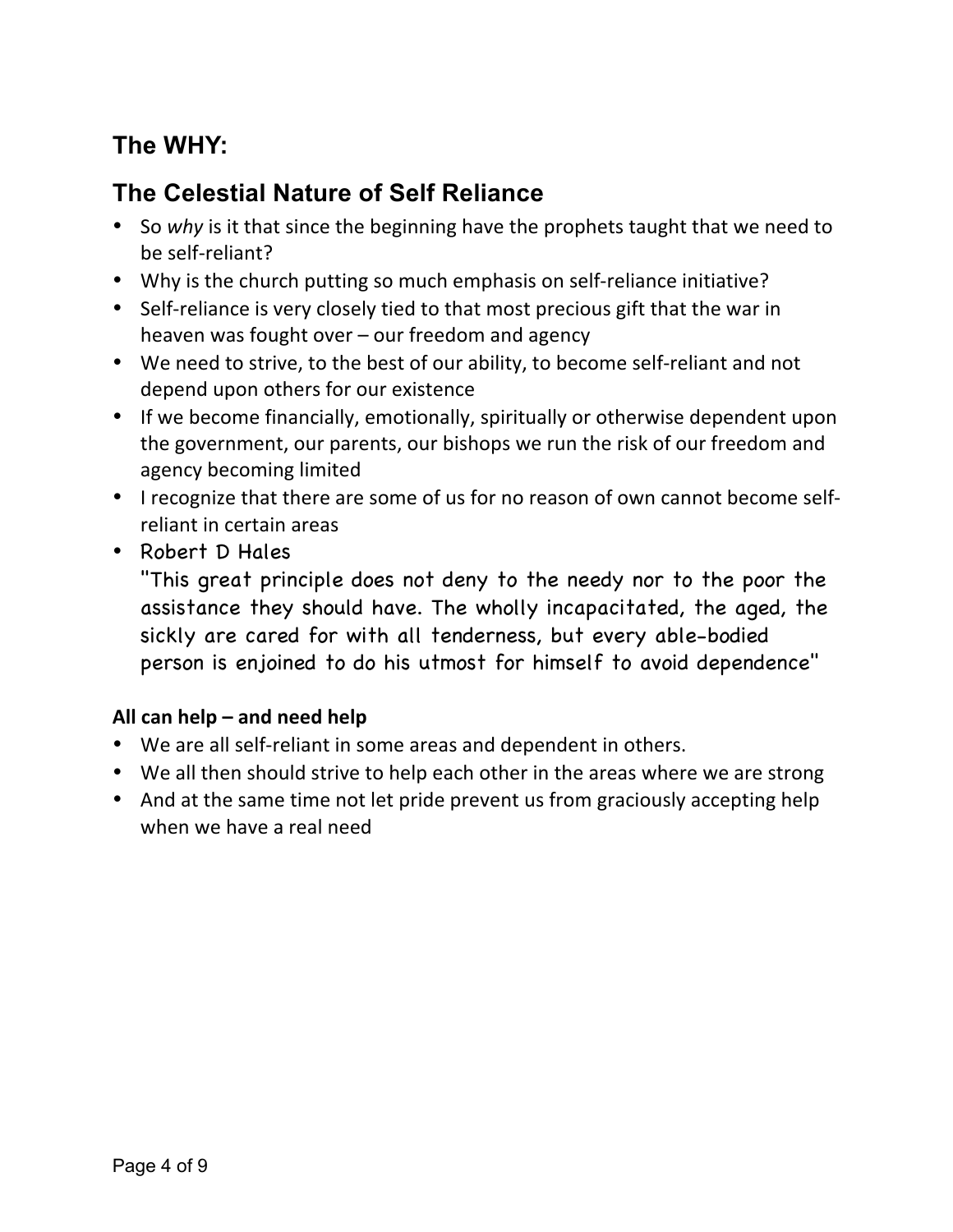## The WHY:

## The Celestial Nature of Self Reliance

- So *why* is it that since the beginning have the prophets taught that we need to be self-reliant?
- Why is the church putting so much emphasis on self-reliance initiative?
- Self-reliance is very closely tied to that most precious gift that the war in heaven was fought over – our freedom and agency
- We need to strive, to the best of our ability, to become self-reliant and not depend upon others for our existence
- If we become financially, emotionally, spiritually or otherwise dependent upon the government, our parents, our bishops we run the risk of our freedom and agency becoming limited
- I recognize that there are some of us for no reason of own cannot become self-reliant in certain areas
- Robert D Hales
  "This great principle does not deny to the needy nor to the poor the assistance they should have. The wholly incapacitated, the aged, the sickly are cared for with all tenderness, but every able-bodied person is enjoined to do his utmost for himself to avoid dependence"

**All can help – and need help**

- We are all self-reliant in some areas and dependent in others.
- We all then should strive to help each other in the areas where we are strong
- And at the same time not let pride prevent us from graciously accepting help when we have a real need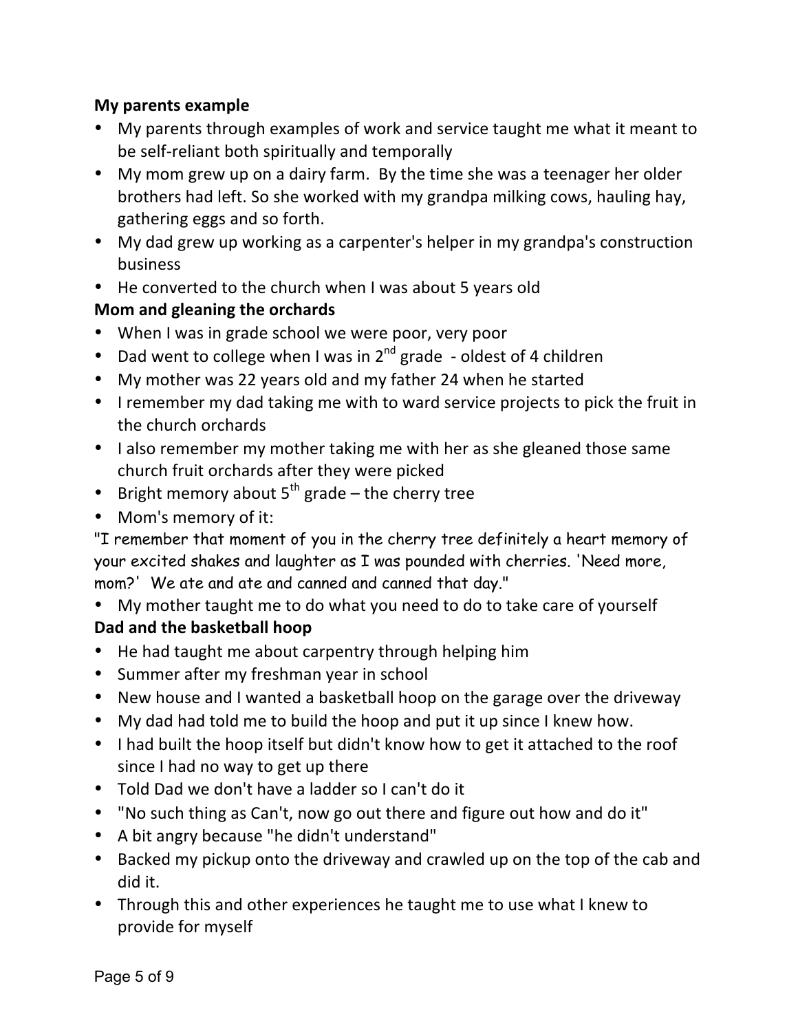**My parents example**

- My parents through examples of work and service taught me what it meant to be self-reliant both spiritually and temporally
- My mom grew up on a dairy farm. By the time she was a teenager her older brothers had left. So she worked with my grandpa milking cows, hauling hay, gathering eggs and so forth.
- My dad grew up working as a carpenter's helper in my grandpa's construction business
- He converted to the church when I was about 5 years old

**Mom and gleaning the orchards**

- When I was in grade school we were poor, very poor
- Dad went to college when I was in 2nd grade - oldest of 4 children
- My mother was 22 years old and my father 24 when he started
- I remember my dad taking me with to ward service projects to pick the fruit in the church orchards
- I also remember my mother taking me with her as she gleaned those same church fruit orchards after they were picked
- Bright memory about 5th grade – the cherry tree
- Mom's memory of it:

"I remember that moment of you in the cherry tree definitely a heart memory of your excited shakes and laughter as I was pounded with cherries. 'Need more, mom?' We ate and ate and canned and canned that day."

- My mother taught me to do what you need to do to take care of yourself

**Dad and the basketball hoop**

- He had taught me about carpentry through helping him
- Summer after my freshman year in school
- New house and I wanted a basketball hoop on the garage over the driveway
- My dad had told me to build the hoop and put it up since I knew how.
- I had built the hoop itself but didn't know how to get it attached to the roof since I had no way to get up there
- Told Dad we don't have a ladder so I can't do it
- "No such thing as Can't, now go out there and figure out how and do it"
- A bit angry because "he didn't understand"
- Backed my pickup onto the driveway and crawled up on the top of the cab and did it.
- Through this and other experiences he taught me to use what I knew to provide for myself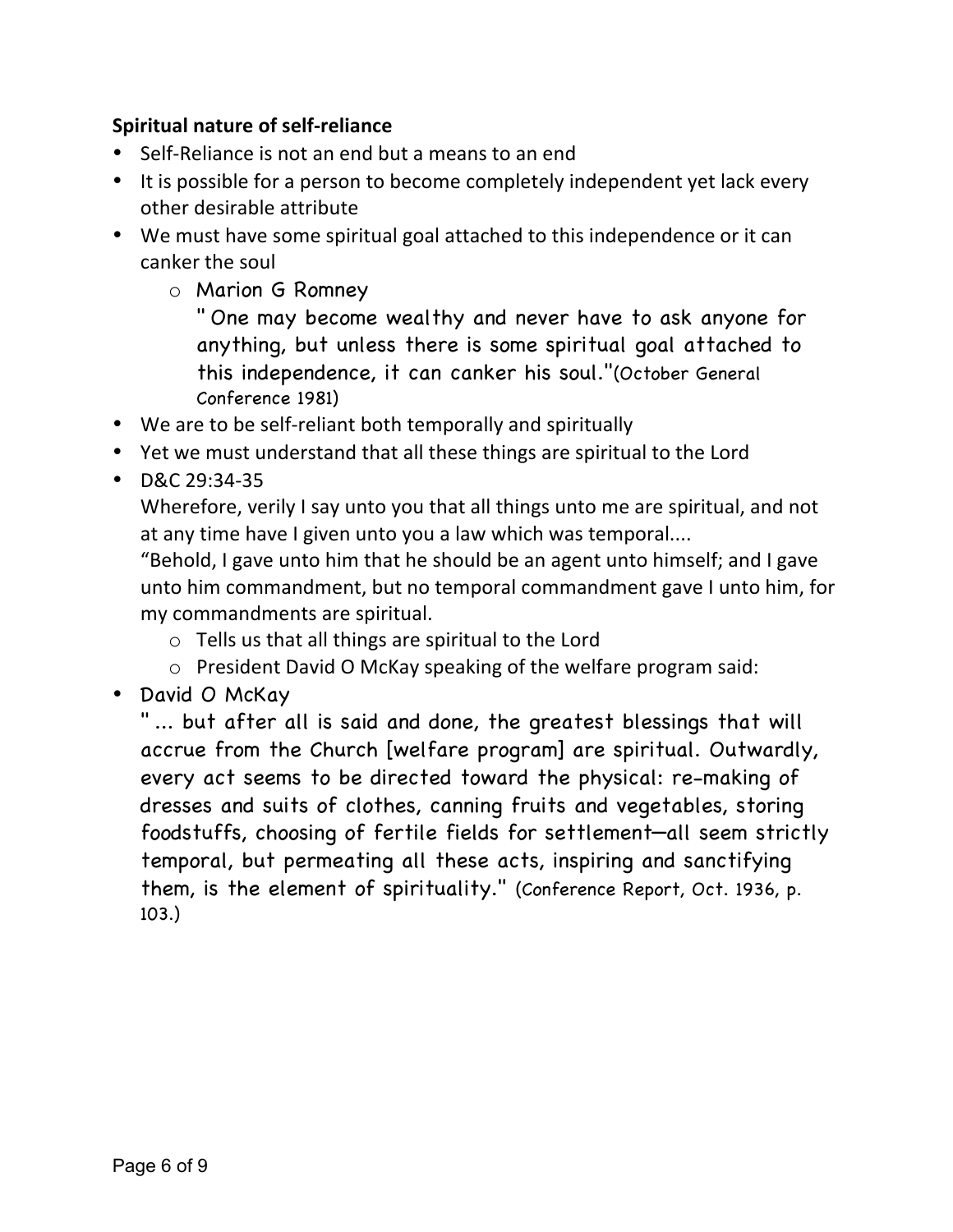**Spiritual nature of self-reliance**

- Self-Reliance is not an end but a means to an end
- It is possible for a person to become completely independent yet lack every other desirable attribute
- We must have some spiritual goal attached to this independence or it can canker the soul
    - Marion G Romney
      " One may become wealthy and never have to ask anyone for anything, but unless there is some spiritual goal attached to this independence, it can canker his soul."(October General Conference 1981)
- We are to be self-reliant both temporally and spiritually
- Yet we must understand that all these things are spiritual to the Lord
- D&C 29:34-35
  Wherefore, verily I say unto you that all things unto me are spiritual, and not at any time have I given unto you a law which was temporal....
  "Behold, I gave unto him that he should be an agent unto himself; and I gave unto him commandment, but no temporal commandment gave I unto him, for my commandments are spiritual.
    - Tells us that all things are spiritual to the Lord
    - President David O McKay speaking of the welfare program said:
- David O McKay
  " ... but after all is said and done, the greatest blessings that will accrue from the Church [welfare program] are spiritual. Outwardly, every act seems to be directed toward the physical: re-making of dresses and suits of clothes, canning fruits and vegetables, storing foodstuffs, choosing of fertile fields for settlement—all seem strictly temporal, but permeating all these acts, inspiring and sanctifying them, is the element of spirituality." (Conference Report, Oct. 1936, p. 103.)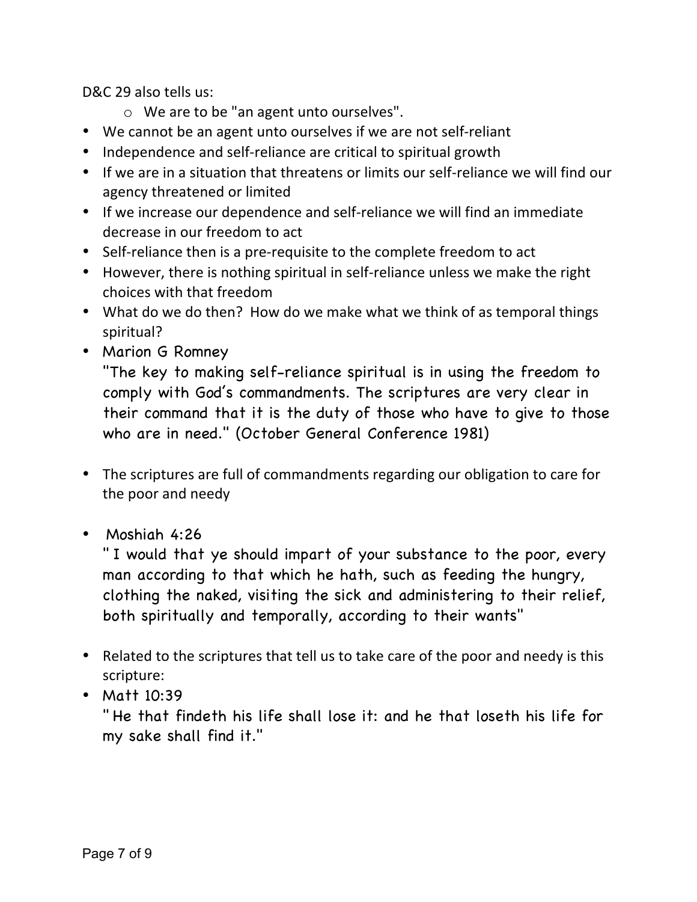D&C 29 also tells us:

- We are to be "an agent unto ourselves".

- We cannot be an agent unto ourselves if we are not self-reliant
- Independence and self-reliance are critical to spiritual growth
- If we are in a situation that threatens or limits our self-reliance we will find our agency threatened or limited
- If we increase our dependence and self-reliance we will find an immediate decrease in our freedom to act
- Self-reliance then is a pre-requisite to the complete freedom to act
- However, there is nothing spiritual in self-reliance unless we make the right choices with that freedom
- What do we do then? How do we make what we think of as temporal things spiritual?
- Marion G Romney
  "The key to making self-reliance spiritual is in using the freedom to comply with God's commandments. The scriptures are very clear in their command that it is the duty of those who have to give to those who are in need." (October General Conference 1981)

- The scriptures are full of commandments regarding our obligation to care for the poor and needy

- Moshiah 4:26
  " I would that ye should impart of your substance to the poor, every man according to that which he hath, such as feeding the hungry, clothing the naked, visiting the sick and administering to their relief, both spiritually and temporally, according to their wants"

- Related to the scriptures that tell us to take care of the poor and needy is this scripture:
- Matt 10:39
  " He that findeth his life shall lose it: and he that loseth his life for my sake shall find it."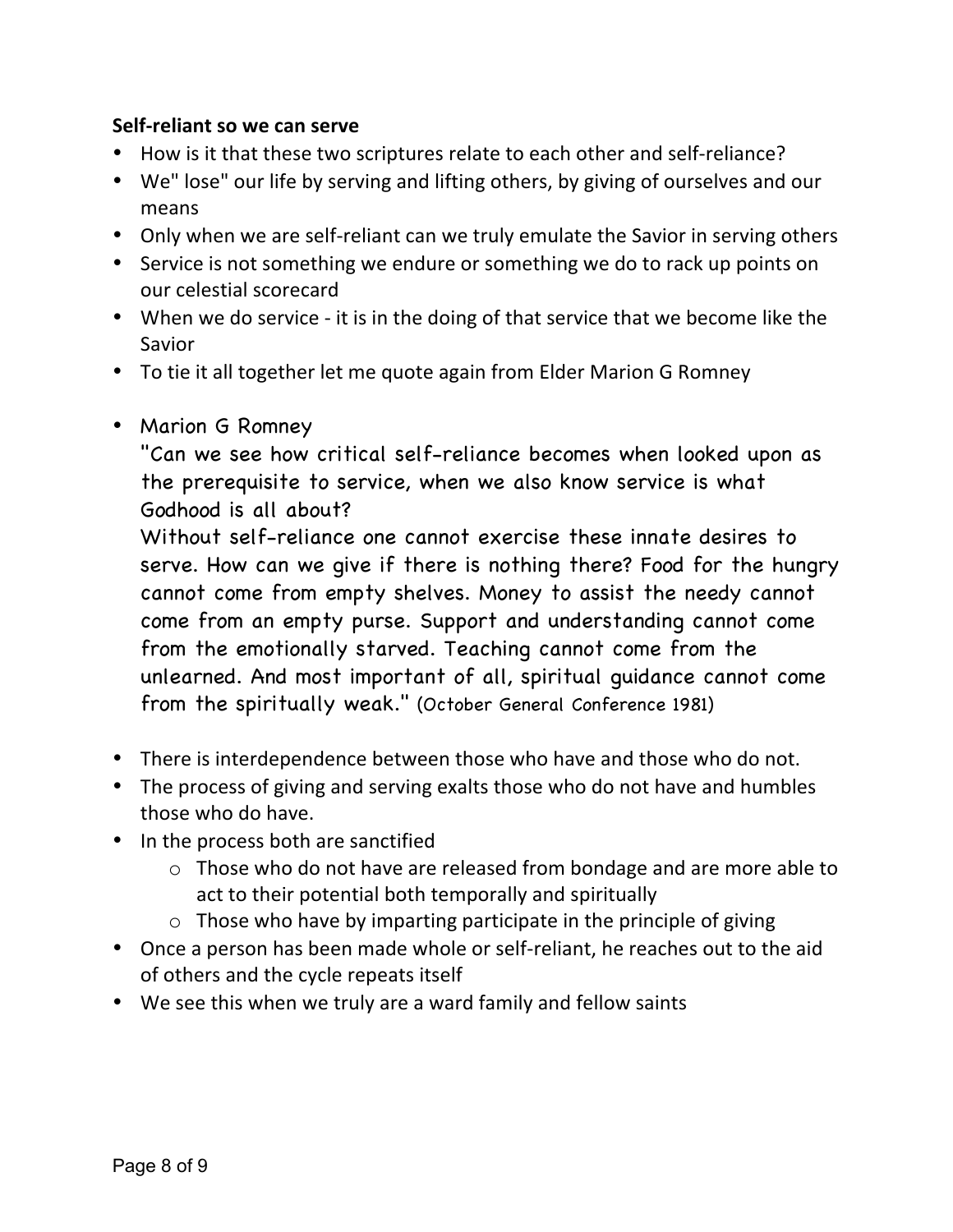**Self-reliant so we can serve**

- How is it that these two scriptures relate to each other and self-reliance?
- We" lose" our life by serving and lifting others, by giving of ourselves and our means
- Only when we are self-reliant can we truly emulate the Savior in serving others
- Service is not something we endure or something we do to rack up points on our celestial scorecard
- When we do service - it is in the doing of that service that we become like the Savior
- To tie it all together let me quote again from Elder Marion G Romney
- Marion G Romney

  "Can we see how critical self-reliance becomes when looked upon as the prerequisite to service, when we also know service is what Godhood is all about?

  Without self-reliance one cannot exercise these innate desires to serve. How can we give if there is nothing there? Food for the hungry cannot come from empty shelves. Money to assist the needy cannot come from an empty purse. Support and understanding cannot come from the emotionally starved. Teaching cannot come from the unlearned. And most important of all, spiritual guidance cannot come from the spiritually weak." (October General Conference 1981)

- There is interdependence between those who have and those who do not.
- The process of giving and serving exalts those who do not have and humbles those who do have.
- In the process both are sanctified
  - Those who do not have are released from bondage and are more able to act to their potential both temporally and spiritually
  - Those who have by imparting participate in the principle of giving
- Once a person has been made whole or self-reliant, he reaches out to the aid of others and the cycle repeats itself
- We see this when we truly are a ward family and fellow saints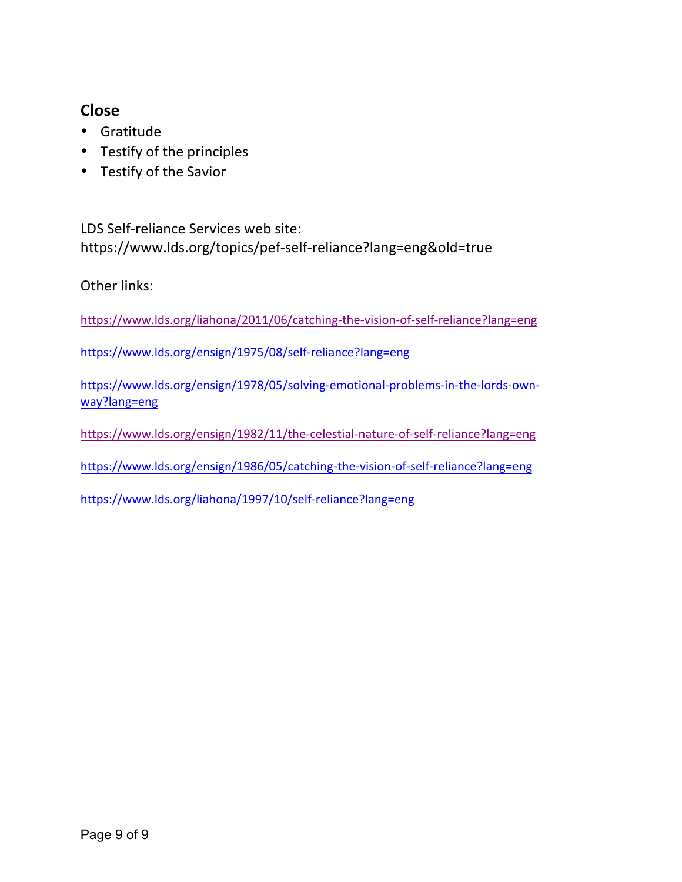## Close

- Gratitude
- Testify of the principles
- Testify of the Savior

LDS Self-reliance Services web site:
https://www.lds.org/topics/pef-self-reliance?lang=eng&old=true

Other links:

https://www.lds.org/liahona/2011/06/catching-the-vision-of-self-reliance?lang=eng

https://www.lds.org/ensign/1975/08/self-reliance?lang=eng

https://www.lds.org/ensign/1978/05/solving-emotional-problems-in-the-lords-own-way?lang=eng

https://www.lds.org/ensign/1982/11/the-celestial-nature-of-self-reliance?lang=eng

https://www.lds.org/ensign/1986/05/catching-the-vision-of-self-reliance?lang=eng

https://www.lds.org/liahona/1997/10/self-reliance?lang=eng